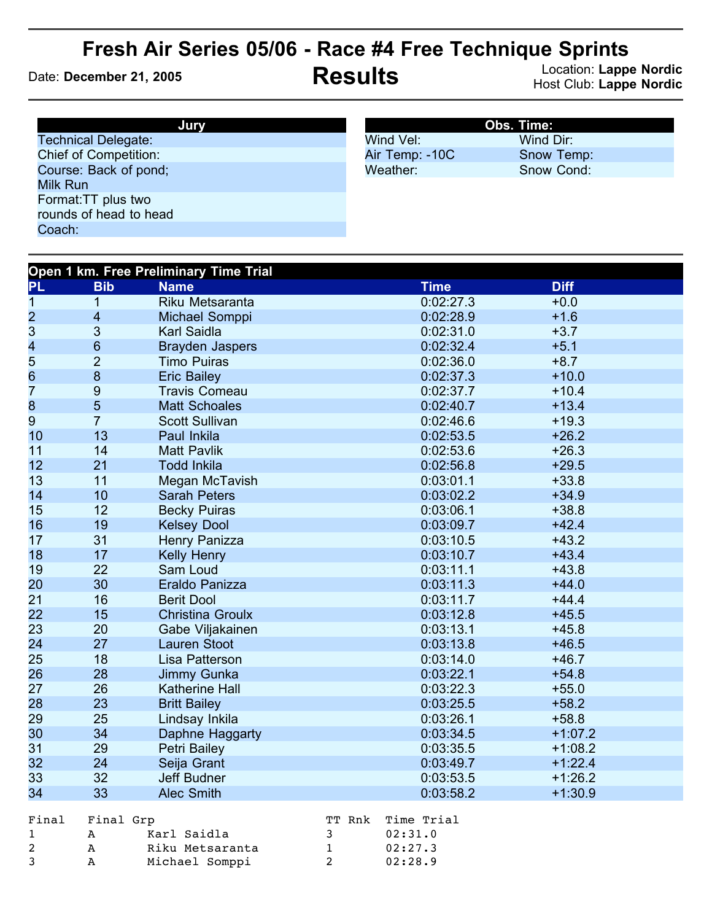# Fresh Air Series 05/06 - Race #4 Free Technique Sprints

## Results

Date: **December 21, 2005**

Location: **Lappe Nordic**
Host Club: **Lappe Nordic**

| Jury |
|---|
| Technical Delegate: |
| Chief of Competition: |
| Course: Back of pond; Milk Run |
| Format:TT plus two rounds of head to head |
| Coach: |

| Obs. Time: | |
|---|---|
| Wind Vel: | Wind Dir: |
| Air Temp: -10C | Snow Temp: |
| Weather: | Snow Cond: |

**Open 1 km. Free Preliminary Time Trial**

| PL | Bib | Name | Time | Diff |
|---|---|---|---|---|
| 1 | 1 | Riku Metsaranta | 0:02:27.3 | +0.0 |
| 2 | 4 | Michael Somppi | 0:02:28.9 | +1.6 |
| 3 | 3 | Karl Saidla | 0:02:31.0 | +3.7 |
| 4 | 6 | Brayden Jaspers | 0:02:32.4 | +5.1 |
| 5 | 2 | Timo Puiras | 0:02:36.0 | +8.7 |
| 6 | 8 | Eric Bailey | 0:02:37.3 | +10.0 |
| 7 | 9 | Travis Comeau | 0:02:37.7 | +10.4 |
| 8 | 5 | Matt Schoales | 0:02:40.7 | +13.4 |
| 9 | 7 | Scott Sullivan | 0:02:46.6 | +19.3 |
| 10 | 13 | Paul Inkila | 0:02:53.5 | +26.2 |
| 11 | 14 | Matt Pavlik | 0:02:53.6 | +26.3 |
| 12 | 21 | Todd Inkila | 0:02:56.8 | +29.5 |
| 13 | 11 | Megan McTavish | 0:03:01.1 | +33.8 |
| 14 | 10 | Sarah Peters | 0:03:02.2 | +34.9 |
| 15 | 12 | Becky Puiras | 0:03:06.1 | +38.8 |
| 16 | 19 | Kelsey Dool | 0:03:09.7 | +42.4 |
| 17 | 31 | Henry Panizza | 0:03:10.5 | +43.2 |
| 18 | 17 | Kelly Henry | 0:03:10.7 | +43.4 |
| 19 | 22 | Sam Loud | 0:03:11.1 | +43.8 |
| 20 | 30 | Eraldo Panizza | 0:03:11.3 | +44.0 |
| 21 | 16 | Berit Dool | 0:03:11.7 | +44.4 |
| 22 | 15 | Christina Groulx | 0:03:12.8 | +45.5 |
| 23 | 20 | Gabe Viljakainen | 0:03:13.1 | +45.8 |
| 24 | 27 | Lauren Stoot | 0:03:13.8 | +46.5 |
| 25 | 18 | Lisa Patterson | 0:03:14.0 | +46.7 |
| 26 | 28 | Jimmy Gunka | 0:03:22.1 | +54.8 |
| 27 | 26 | Katherine Hall | 0:03:22.3 | +55.0 |
| 28 | 23 | Britt Bailey | 0:03:25.5 | +58.2 |
| 29 | 25 | Lindsay Inkila | 0:03:26.1 | +58.8 |
| 30 | 34 | Daphne Haggarty | 0:03:34.5 | +1:07.2 |
| 31 | 29 | Petri Bailey | 0:03:35.5 | +1:08.2 |
| 32 | 24 | Seija Grant | 0:03:49.7 | +1:22.4 |
| 33 | 32 | Jeff Budner | 0:03:53.5 | +1:26.2 |
| 34 | 33 | Alec Smith | 0:03:58.2 | +1:30.9 |

| Final | Final Grp | Name | TT Rnk | Time Trial |
|---|---|---|---|---|
| 1 | A | Karl Saidla | 3 | 02:31.0 |
| 2 | A | Riku Metsaranta | 1 | 02:27.3 |
| 3 | A | Michael Somppi | 2 | 02:28.9 |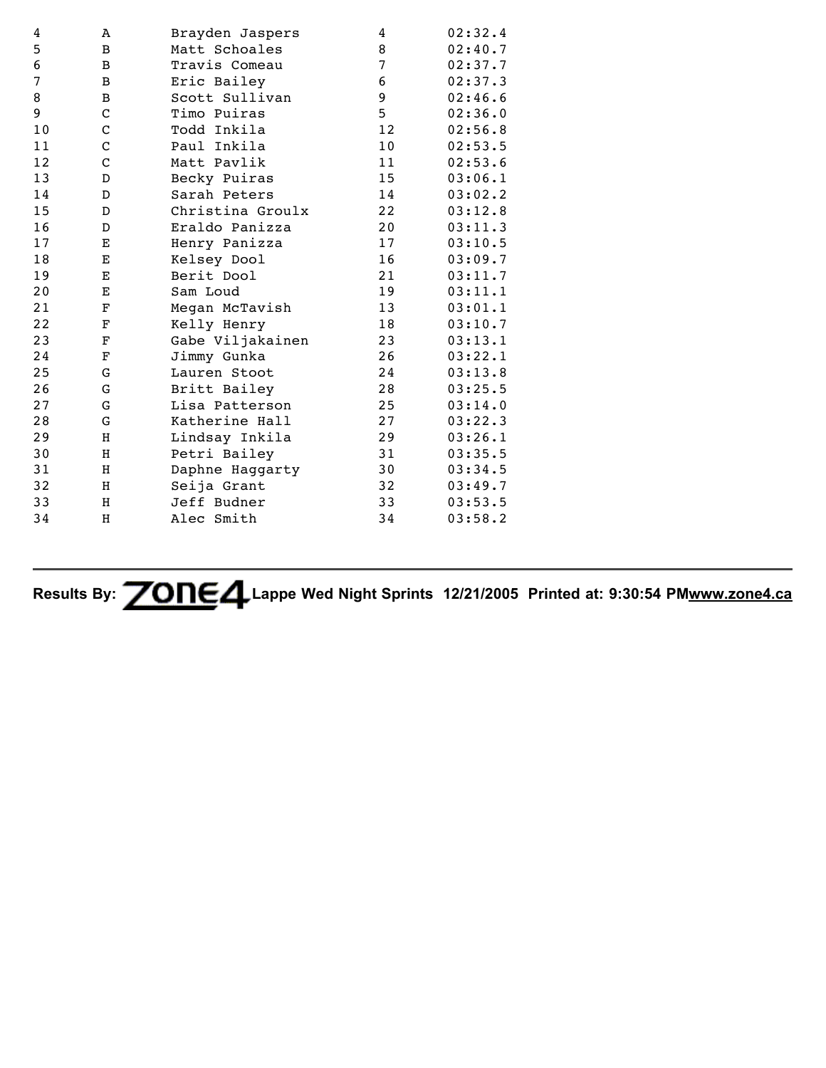| | | | | |
|---|---|---|---|---|
| 4 | A | Brayden Jaspers | 4 | 02:32.4 |
| 5 | B | Matt Schoales | 8 | 02:40.7 |
| 6 | B | Travis Comeau | 7 | 02:37.7 |
| 7 | B | Eric Bailey | 6 | 02:37.3 |
| 8 | B | Scott Sullivan | 9 | 02:46.6 |
| 9 | C | Timo Puiras | 5 | 02:36.0 |
| 10 | C | Todd Inkila | 12 | 02:56.8 |
| 11 | C | Paul Inkila | 10 | 02:53.5 |
| 12 | C | Matt Pavlik | 11 | 02:53.6 |
| 13 | D | Becky Puiras | 15 | 03:06.1 |
| 14 | D | Sarah Peters | 14 | 03:02.2 |
| 15 | D | Christina Groulx | 22 | 03:12.8 |
| 16 | D | Eraldo Panizza | 20 | 03:11.3 |
| 17 | E | Henry Panizza | 17 | 03:10.5 |
| 18 | E | Kelsey Dool | 16 | 03:09.7 |
| 19 | E | Berit Dool | 21 | 03:11.7 |
| 20 | E | Sam Loud | 19 | 03:11.1 |
| 21 | F | Megan McTavish | 13 | 03:01.1 |
| 22 | F | Kelly Henry | 18 | 03:10.7 |
| 23 | F | Gabe Viljakainen | 23 | 03:13.1 |
| 24 | F | Jimmy Gunka | 26 | 03:22.1 |
| 25 | G | Lauren Stoot | 24 | 03:13.8 |
| 26 | G | Britt Bailey | 28 | 03:25.5 |
| 27 | G | Lisa Patterson | 25 | 03:14.0 |
| 28 | G | Katherine Hall | 27 | 03:22.3 |
| 29 | H | Lindsay Inkila | 29 | 03:26.1 |
| 30 | H | Petri Bailey | 31 | 03:35.5 |
| 31 | H | Daphne Haggarty | 30 | 03:34.5 |
| 32 | H | Seija Grant | 32 | 03:49.7 |
| 33 | H | Jeff Budner | 33 | 03:53.5 |
| 34 | H | Alec Smith | 34 | 03:58.2 |

**Results By: ZONE4 Lappe Wed Night Sprints 12/21/2005 Printed at: 9:30:54 PM www.zone4.ca**